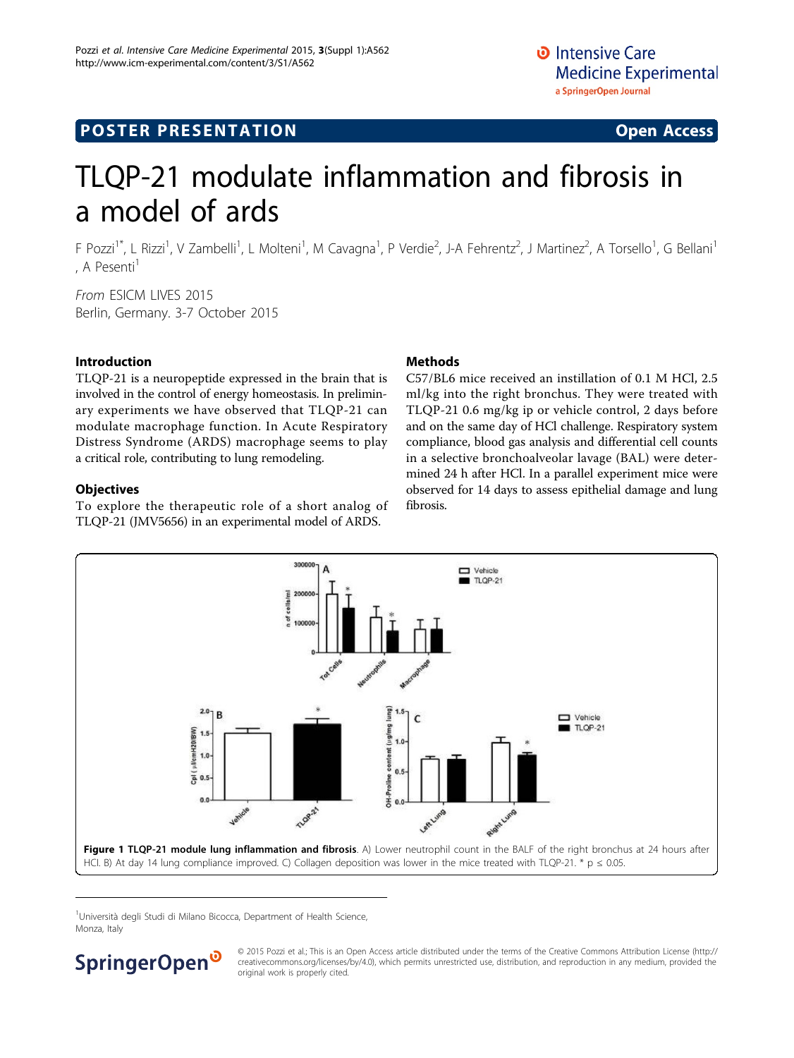## POSTER PRESENTATION

Open Access

# TLQP-21 modulate inflammation and fibrosis in a model of ards

F Pozzi[1*], L Rizzi[1], V Zambelli[1], L Molteni[1], M Cavagna[1], P Verdie[2], J-A Fehrentz[2], J Martinez[2], A Torsello[1], G Bellani[1], A Pesenti[1]

*From* ESICM LIVES 2015
Berlin, Germany. 3-7 October 2015

### Introduction

TLQP-21 is a neuropeptide expressed in the brain that is involved in the control of energy homeostasis. In preliminary experiments we have observed that TLQP-21 can modulate macrophage function. In Acute Respiratory Distress Syndrome (ARDS) macrophage seems to play a critical role, contributing to lung remodeling.

### Objectives

To explore the therapeutic role of a short analog of TLQP-21 (JMV5656) in an experimental model of ARDS.

### Methods

C57/BL6 mice received an instillation of 0.1 M HCl, 2.5 ml/kg into the right bronchus. They were treated with TLQP-21 0.6 mg/kg ip or vehicle control, 2 days before and on the same day of HCl challenge. Respiratory system compliance, blood gas analysis and differential cell counts in a selective bronchoalveolar lavage (BAL) were determined 24 h after HCl. In a parallel experiment mice were observed for 14 days to assess epithelial damage and lung fibrosis.

A
Vehicle
TLQP-21
n of cells/ml
300000
200000
100000
0
Tot Cells
Neutrophils
Macrophage
*
*

B
Cpl ( µl/cmH20/BW)
2.0
1.5
1.0
0.5
0.0
Vehicle
TLQP-21
*

C
Vehicle
TLQP-21
OH-Proline content (µg/mg lung)
1.5
1.0
0.5
0.0
Left Lung
Right Lung
*

**Figure 1 TLQP-21 module lung inflammation and fibrosis**. A) Lower neutrophil count in the BALF of the right bronchus at 24 hours after HCl. B) At day 14 lung compliance improved. C) Collagen deposition was lower in the mice treated with TLQP-21. * p ≤ 0.05.

[1]Università degli Studi di Milano Bicocca, Department of Health Science, Monza, Italy

© 2015 Pozzi et al.; This is an Open Access article distributed under the terms of the Creative Commons Attribution License (http://creativecommons.org/licenses/by/4.0), which permits unrestricted use, distribution, and reproduction in any medium, provided the original work is properly cited.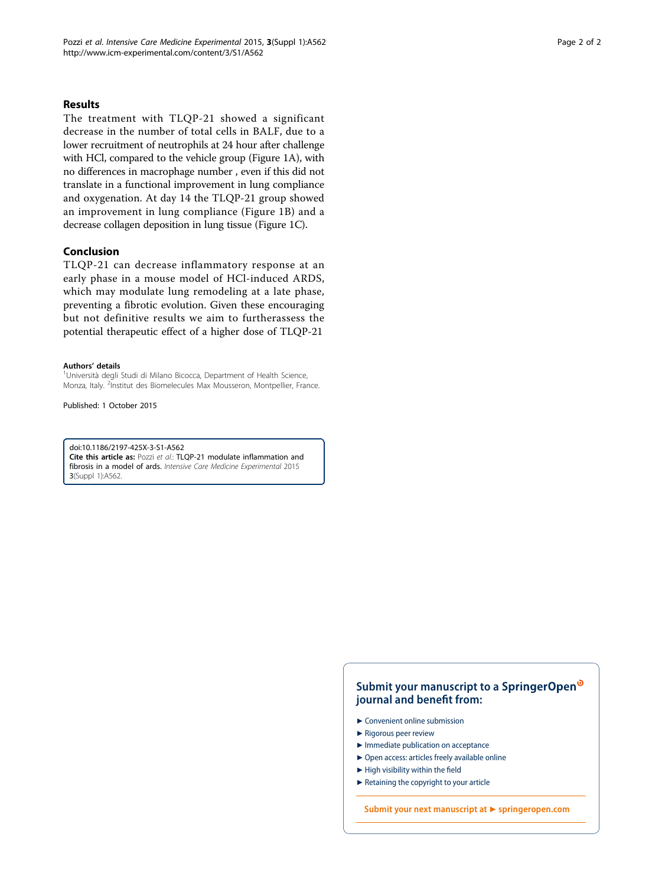## Results

The treatment with TLQP-21 showed a significant decrease in the number of total cells in BALF, due to a lower recruitment of neutrophils at 24 hour after challenge with HCl, compared to the vehicle group (Figure 1A), with no differences in macrophage number , even if this did not translate in a functional improvement in lung compliance and oxygenation. At day 14 the TLQP-21 group showed an improvement in lung compliance (Figure 1B) and a decrease collagen deposition in lung tissue (Figure 1C).

## Conclusion

TLQP-21 can decrease inflammatory response at an early phase in a mouse model of HCl-induced ARDS, which may modulate lung remodeling at a late phase, preventing a fibrotic evolution. Given these encouraging but not definitive results we aim to furtherassess the potential therapeutic effect of a higher dose of TLQP-21

#### Authors' details

[1]Università degli Studi di Milano Bicocca, Department of Health Science, Monza, Italy. [2]Institut des Biomelecules Max Mousseron, Montpellier, France.

Published: 1 October 2015

doi:10.1186/2197-425X-3-S1-A562
**Cite this article as:** Pozzi *et al.*: TLQP-21 modulate inflammation and fibrosis in a model of ards. *Intensive Care Medicine Experimental* 2015 **3**(Suppl 1):A562.

**Submit your manuscript to a SpringerOpen journal and benefit from:**

- ► Convenient online submission
- ► Rigorous peer review
- ► Immediate publication on acceptance
- ► Open access: articles freely available online
- ► High visibility within the field
- ► Retaining the copyright to your article

**Submit your next manuscript at ► springeropen.com**